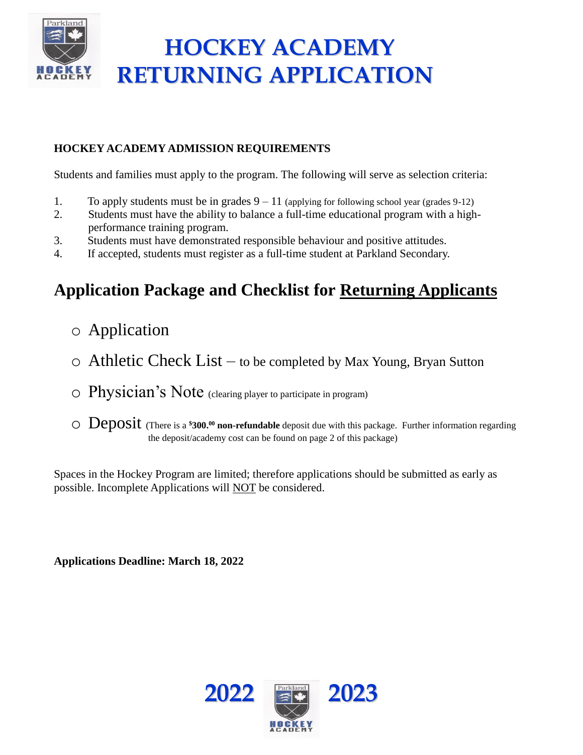# HOCKEY ACADEMY RETURNING APPLICATION

**HOCKEY ACADEMY ADMISSION REQUIREMENTS**

Students and families must apply to the program. The following will serve as selection criteria:

1. To apply students must be in grades 9 – 11 (applying for following school year (grades 9-12)
2. Students must have the ability to balance a full-time educational program with a high-performance training program.
3. Students must have demonstrated responsible behaviour and positive attitudes.
4. If accepted, students must register as a full-time student at Parkland Secondary.

## Application Package and Checklist for Returning Applicants

- Application
- Athletic Check List – to be completed by Max Young, Bryan Sutton
- Physician's Note (clearing player to participate in program)
- Deposit (There is a **$300.00 non-refundable** deposit due with this package. Further information regarding the deposit/academy cost can be found on page 2 of this package)

Spaces in the Hockey Program are limited; therefore applications should be submitted as early as possible. Incomplete Applications will NOT be considered.

**Applications Deadline: March 18, 2022**

2022 2023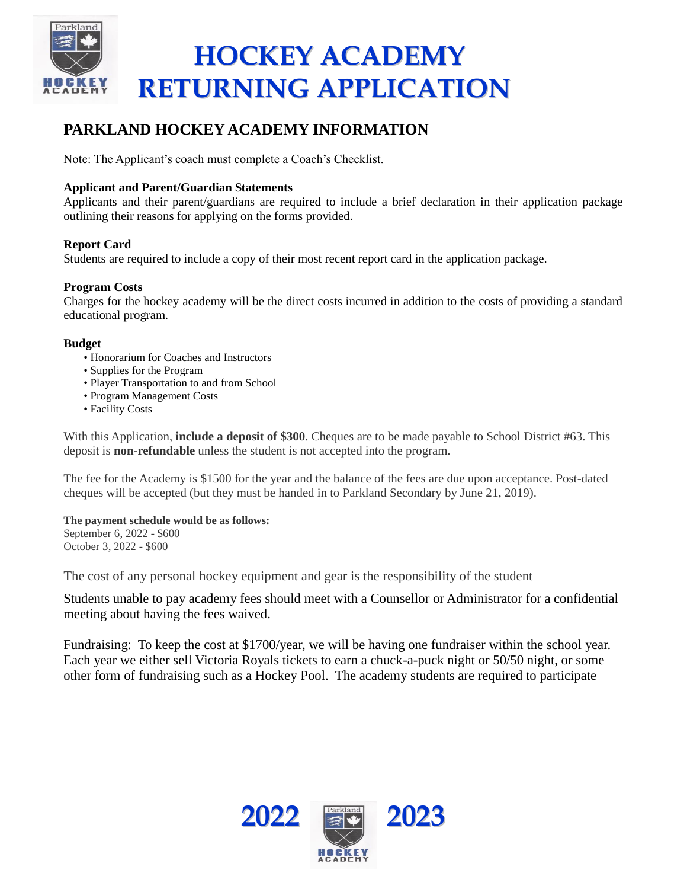# HOCKEY ACADEMY RETURNING APPLICATION

## PARKLAND HOCKEY ACADEMY INFORMATION

Note: The Applicant's coach must complete a Coach's Checklist.

**Applicant and Parent/Guardian Statements**
Applicants and their parent/guardians are required to include a brief declaration in their application package outlining their reasons for applying on the forms provided.

**Report Card**
Students are required to include a copy of their most recent report card in the application package.

**Program Costs**
Charges for the hockey academy will be the direct costs incurred in addition to the costs of providing a standard educational program.

**Budget**

- Honorarium for Coaches and Instructors
- Supplies for the Program
- Player Transportation to and from School
- Program Management Costs
- Facility Costs

With this Application, **include a deposit of $300**. Cheques are to be made payable to School District #63. This deposit is **non-refundable** unless the student is not accepted into the program.

The fee for the Academy is $1500 for the year and the balance of the fees are due upon acceptance. Post-dated cheques will be accepted (but they must be handed in to Parkland Secondary by June 21, 2019).

**The payment schedule would be as follows:**
September 6, 2022 - $600
October 3, 2022 - $600

The cost of any personal hockey equipment and gear is the responsibility of the student

Students unable to pay academy fees should meet with a Counsellor or Administrator for a confidential meeting about having the fees waived.

Fundraising: To keep the cost at $1700/year, we will be having one fundraiser within the school year. Each year we either sell Victoria Royals tickets to earn a chuck-a-puck night or 50/50 night, or some other form of fundraising such as a Hockey Pool. The academy students are required to participate

2022 2023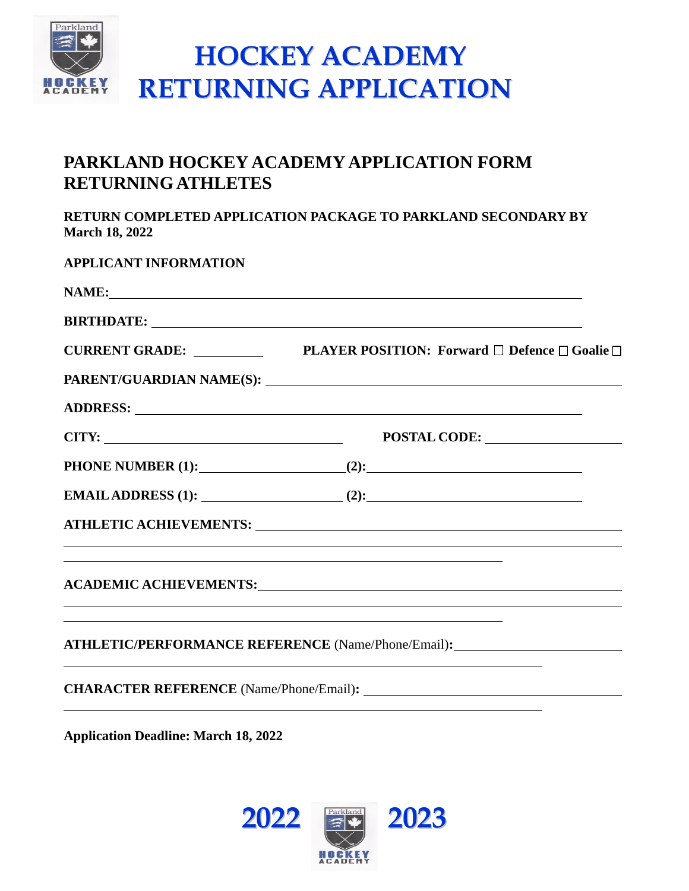# HOCKEY ACADEMY RETURNING APPLICATION

## PARKLAND HOCKEY ACADEMY APPLICATION FORM RETURNING ATHLETES

**RETURN COMPLETED APPLICATION PACKAGE TO PARKLAND SECONDARY BY March 18, 2022**

**APPLICANT INFORMATION**

**NAME:** ____________________________________________

**BIRTHDATE:** ____________________________________________

**CURRENT GRADE:** __________ **PLAYER POSITION: Forward ☐ Defence ☐ Goalie ☐**

**PARENT/GUARDIAN NAME(S):** ____________________________________________

**ADDRESS:** ____________________________________________

**CITY:** ______________________ **POSTAL CODE:** ______________

**PHONE NUMBER (1):** ______________ **(2):** ______________

**EMAIL ADDRESS (1):** ______________ **(2):** ______________

**ATHLETIC ACHIEVEMENTS:** ____________________________________________

____________________________________________

____________________________________________

**ACADEMIC ACHIEVEMENTS:** ____________________________________________

____________________________________________

____________________________________________

**ATHLETIC/PERFORMANCE REFERENCE** (Name/Phone/Email)**:** ______________________

____________________________________________

**CHARACTER REFERENCE** (Name/Phone/Email)**:** ______________________

____________________________________________

**Application Deadline: March 18, 2022**

**2022 2023**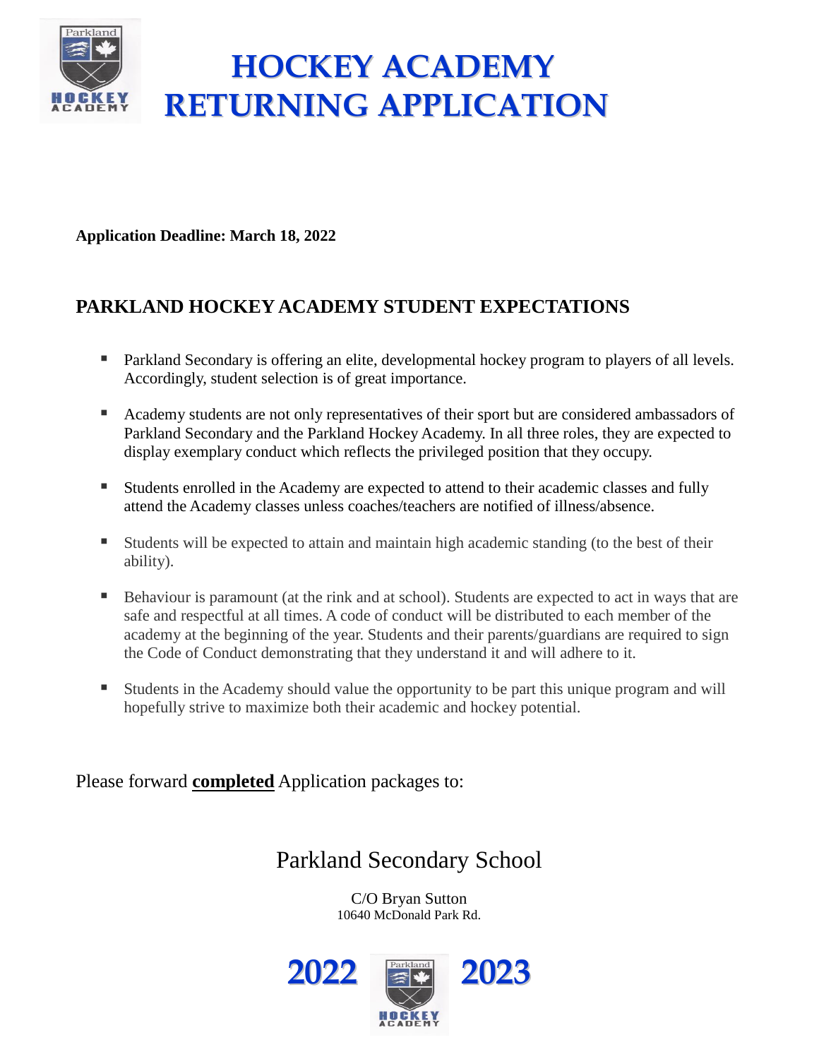# HOCKEY ACADEMY RETURNING APPLICATION

**Application Deadline: March 18, 2022**

## PARKLAND HOCKEY ACADEMY STUDENT EXPECTATIONS

- Parkland Secondary is offering an elite, developmental hockey program to players of all levels. Accordingly, student selection is of great importance.
- Academy students are not only representatives of their sport but are considered ambassadors of Parkland Secondary and the Parkland Hockey Academy. In all three roles, they are expected to display exemplary conduct which reflects the privileged position that they occupy.
- Students enrolled in the Academy are expected to attend to their academic classes and fully attend the Academy classes unless coaches/teachers are notified of illness/absence.
- Students will be expected to attain and maintain high academic standing (to the best of their ability).
- Behaviour is paramount (at the rink and at school). Students are expected to act in ways that are safe and respectful at all times. A code of conduct will be distributed to each member of the academy at the beginning of the year. Students and their parents/guardians are required to sign the Code of Conduct demonstrating that they understand it and will adhere to it.
- Students in the Academy should value the opportunity to be part this unique program and will hopefully strive to maximize both their academic and hockey potential.

Please forward **completed** Application packages to:

Parkland Secondary School

C/O Bryan Sutton
10640 McDonald Park Rd.

**2022 2023**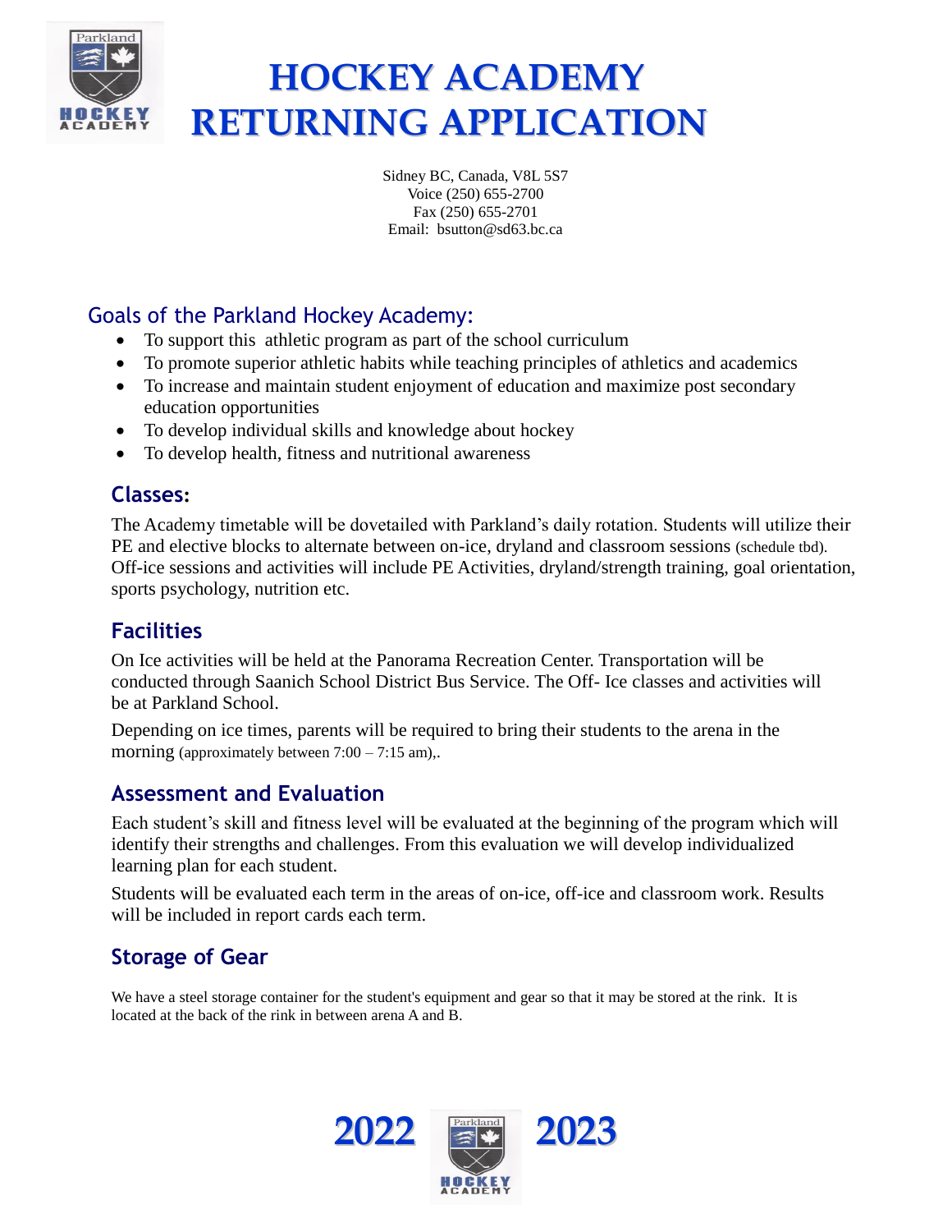# HOCKEY ACADEMY RETURNING APPLICATION

Sidney BC, Canada, V8L 5S7
Voice (250) 655-2700
Fax (250) 655-2701
Email: bsutton@sd63.bc.ca

## Goals of the Parkland Hockey Academy:

- To support this athletic program as part of the school curriculum
- To promote superior athletic habits while teaching principles of athletics and academics
- To increase and maintain student enjoyment of education and maximize post secondary education opportunities
- To develop individual skills and knowledge about hockey
- To develop health, fitness and nutritional awareness

## Classes:

The Academy timetable will be dovetailed with Parkland's daily rotation. Students will utilize their PE and elective blocks to alternate between on-ice, dryland and classroom sessions (schedule tbd). Off-ice sessions and activities will include PE Activities, dryland/strength training, goal orientation, sports psychology, nutrition etc.

## Facilities

On Ice activities will be held at the Panorama Recreation Center. Transportation will be conducted through Saanich School District Bus Service. The Off- Ice classes and activities will be at Parkland School.

Depending on ice times, parents will be required to bring their students to the arena in the morning (approximately between 7:00 – 7:15 am),.

## Assessment and Evaluation

Each student's skill and fitness level will be evaluated at the beginning of the program which will identify their strengths and challenges. From this evaluation we will develop individualized learning plan for each student.

Students will be evaluated each term in the areas of on-ice, off-ice and classroom work. Results will be included in report cards each term.

## Storage of Gear

We have a steel storage container for the student's equipment and gear so that it may be stored at the rink. It is located at the back of the rink in between arena A and B.

**2022 2023**